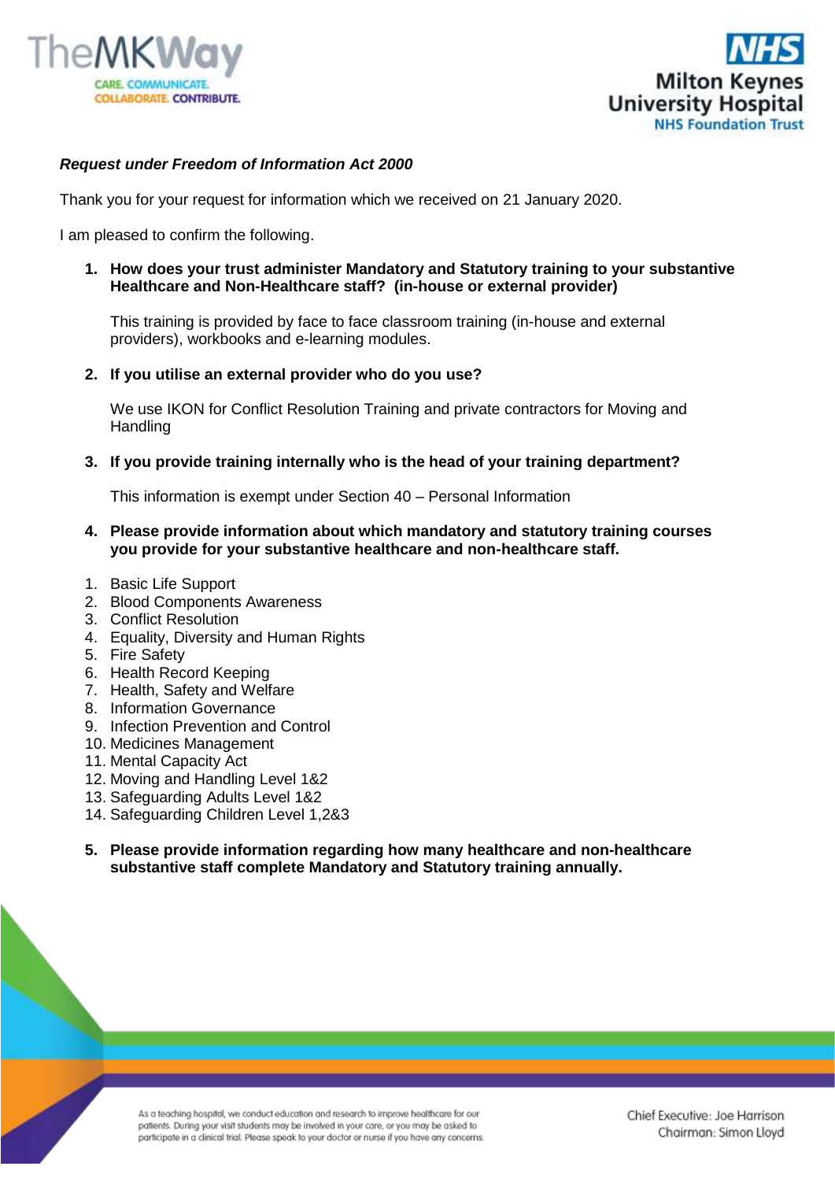***Request under Freedom of Information Act 2000***

Thank you for your request for information which we received on 21 January 2020.

I am pleased to confirm the following.

1. **How does your trust administer Mandatory and Statutory training to your substantive Healthcare and Non-Healthcare staff? (in-house or external provider)**

   This training is provided by face to face classroom training (in-house and external providers), workbooks and e-learning modules.

2. **If you utilise an external provider who do you use?**

   We use IKON for Conflict Resolution Training and private contractors for Moving and Handling

3. **If you provide training internally who is the head of your training department?**

   This information is exempt under Section 40 – Personal Information

4. **Please provide information about which mandatory and statutory training courses you provide for your substantive healthcare and non-healthcare staff.**

1. Basic Life Support
2. Blood Components Awareness
3. Conflict Resolution
4. Equality, Diversity and Human Rights
5. Fire Safety
6. Health Record Keeping
7. Health, Safety and Welfare
8. Information Governance
9. Infection Prevention and Control
10. Medicines Management
11. Mental Capacity Act
12. Moving and Handling Level 1&2
13. Safeguarding Adults Level 1&2
14. Safeguarding Children Level 1,2&3

5. **Please provide information regarding how many healthcare and non-healthcare substantive staff complete Mandatory and Statutory training annually.**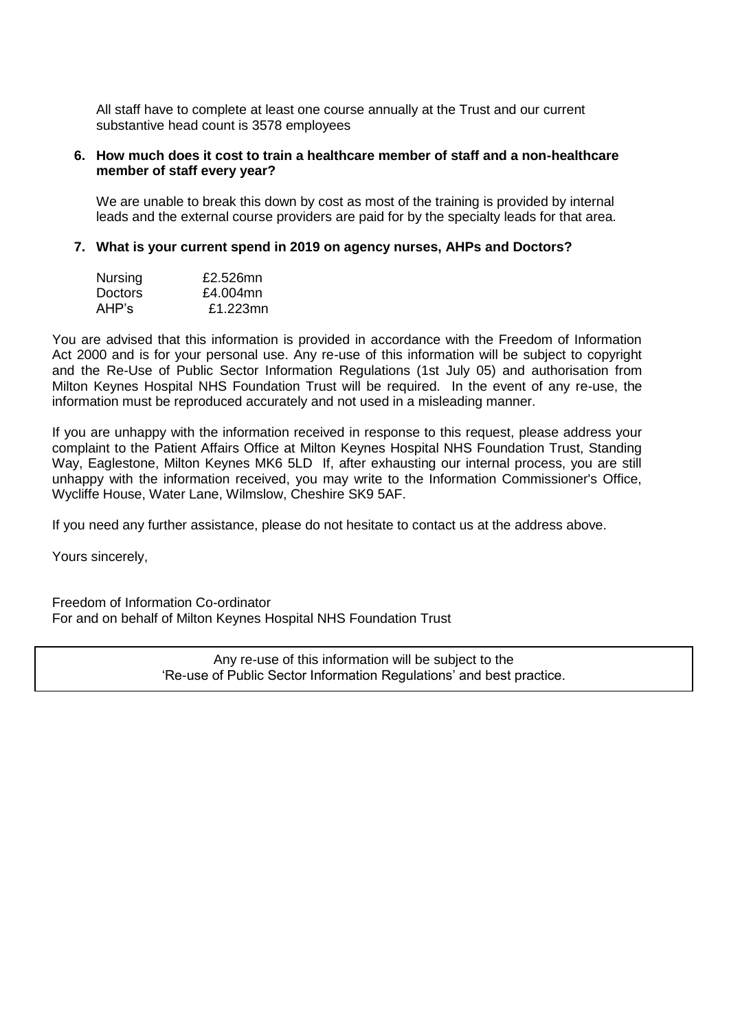All staff have to complete at least one course annually at the Trust and our current substantive head count is 3578 employees

**6. How much does it cost to train a healthcare member of staff and a non-healthcare member of staff every year?**

We are unable to break this down by cost as most of the training is provided by internal leads and the external course providers are paid for by the specialty leads for that area.

**7. What is your current spend in 2019 on agency nurses, AHPs and Doctors?**

| | |
|---|---|
| Nursing | £2.526mn |
| Doctors | £4.004mn |
| AHP's | £1.223mn |

You are advised that this information is provided in accordance with the Freedom of Information Act 2000 and is for your personal use. Any re-use of this information will be subject to copyright and the Re-Use of Public Sector Information Regulations (1st July 05) and authorisation from Milton Keynes Hospital NHS Foundation Trust will be required. In the event of any re-use, the information must be reproduced accurately and not used in a misleading manner.

If you are unhappy with the information received in response to this request, please address your complaint to the Patient Affairs Office at Milton Keynes Hospital NHS Foundation Trust, Standing Way, Eaglestone, Milton Keynes MK6 5LD If, after exhausting our internal process, you are still unhappy with the information received, you may write to the Information Commissioner's Office, Wycliffe House, Water Lane, Wilmslow, Cheshire SK9 5AF.

If you need any further assistance, please do not hesitate to contact us at the address above.

Yours sincerely,

Freedom of Information Co-ordinator
For and on behalf of Milton Keynes Hospital NHS Foundation Trust

Any re-use of this information will be subject to the 'Re-use of Public Sector Information Regulations' and best practice.